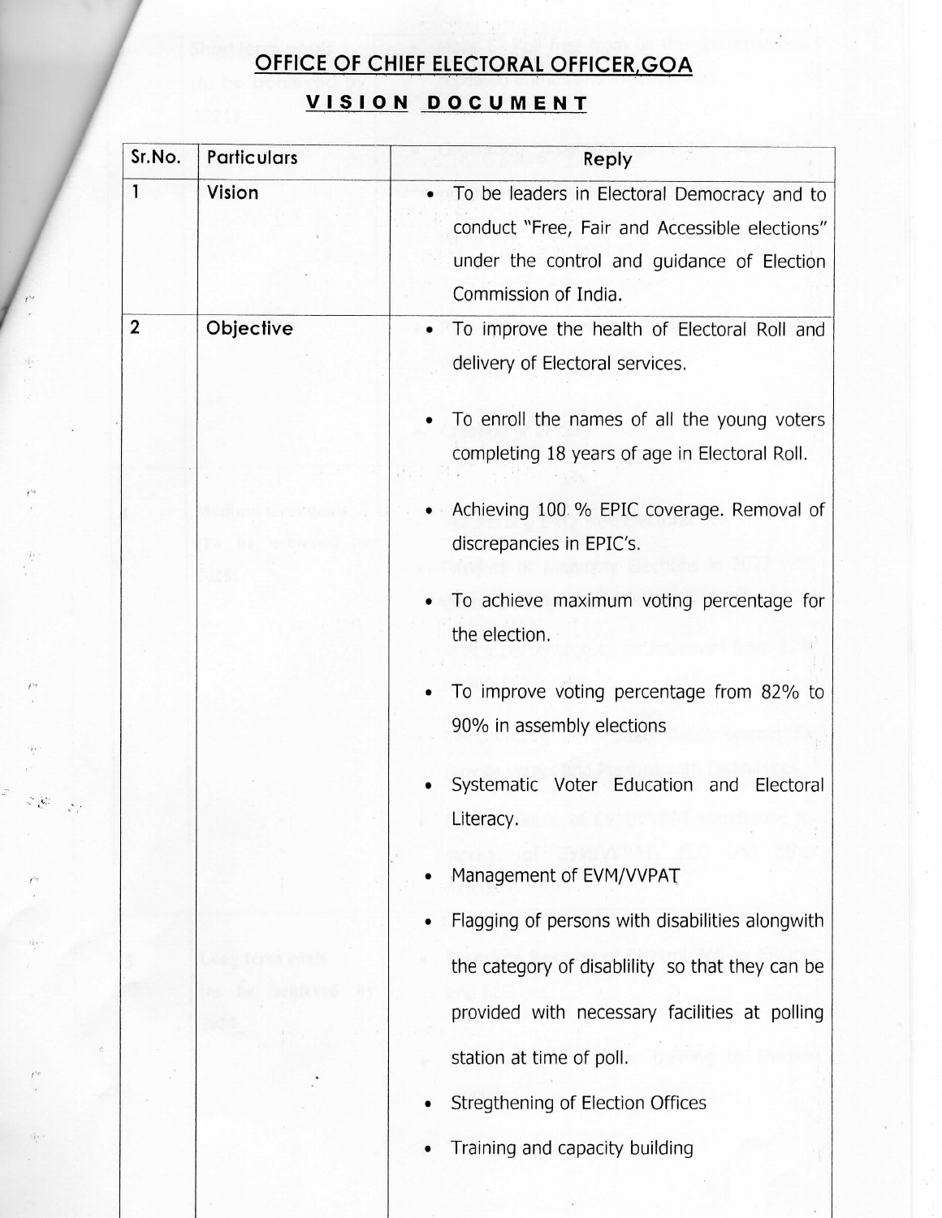# OFFICE OF CHIEF ELECTORAL OFFICER,GOA

## VISION DOCUMENT

| Sr.No. | Particulars | Reply |
|---|---|---|
| 1 | Vision | • To be leaders in Electoral Democracy and to conduct "Free, Fair and Accessible elections" under the control and guidance of Election Commission of India. |
| 2 | Objective | • To improve the health of Electoral Roll and delivery of Electoral services.<br>• To enroll the names of all the young voters completing 18 years of age in Electoral Roll.<br>• Achieving 100 % EPIC coverage. Removal of discrepancies in EPIC's.<br>• To achieve maximum voting percentage for the election.<br>• To improve voting percentage from 82% to 90% in assembly elections<br>• Systematic Voter Education and Electoral Literacy.<br>• Management of EVM/VVPAT<br>• Flagging of persons with disabilities alongwith the category of disablility so that they can be provided with necessary facilities at polling station at time of poll.<br>• Stregthening of Election Offices<br>• Training and capacity building |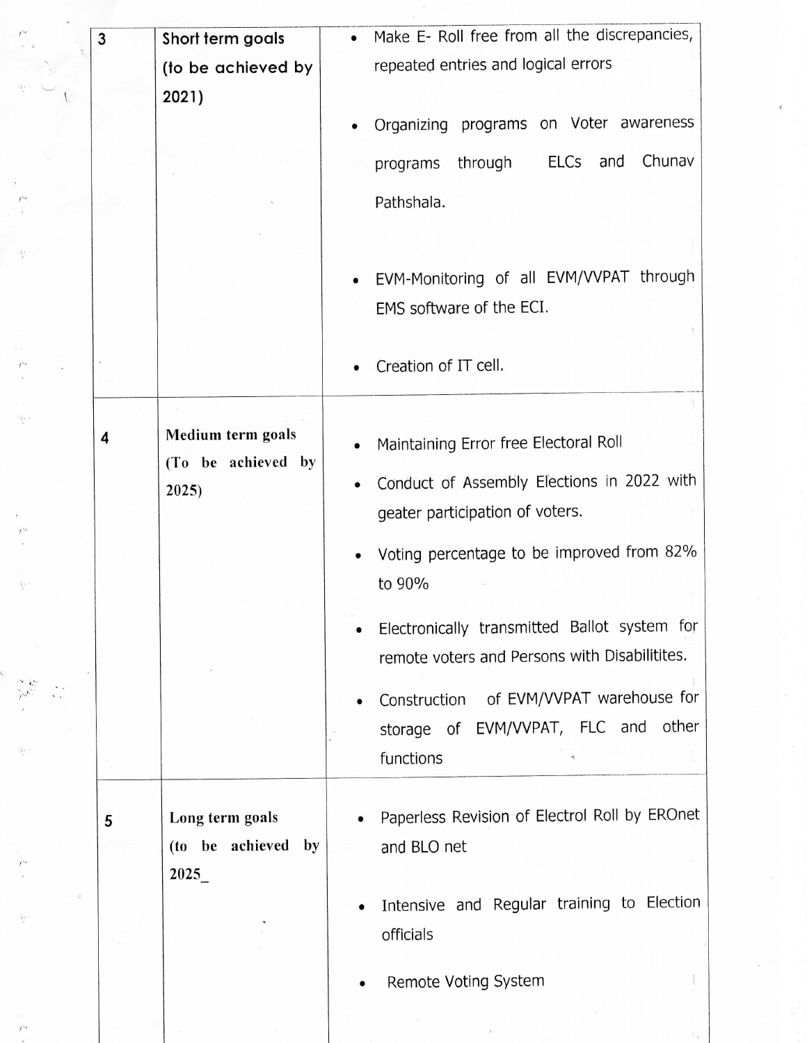| 3 | **Short term goals (to be achieved by 2021)** | • Make E- Roll free from all the discrepancies, repeated entries and logical errors<br><br>• Organizing programs on Voter awareness programs through ELCs and Chunav Pathshala.<br><br>• EVM-Monitoring of all EVM/VVPAT through EMS software of the ECI.<br><br>• Creation of IT cell. |
|---|---|---|
| 4 | **Medium term goals (To be achieved by 2025)** | • Maintaining Error free Electoral Roll<br><br>• Conduct of Assembly Elections in 2022 with geater participation of voters.<br><br>• Voting percentage to be improved from 82% to 90%<br><br>• Electronically transmitted Ballot system for remote voters and Persons with Disabilitites.<br><br>• Construction of EVM/VVPAT warehouse for storage of EVM/VVPAT, FLC and other functions |
| 5 | **Long term goals (to be achieved by 2025_** | • Paperless Revision of Electrol Roll by EROnet and BLO net<br><br>• Intensive and Regular training to Election officials<br><br>• Remote Voting System |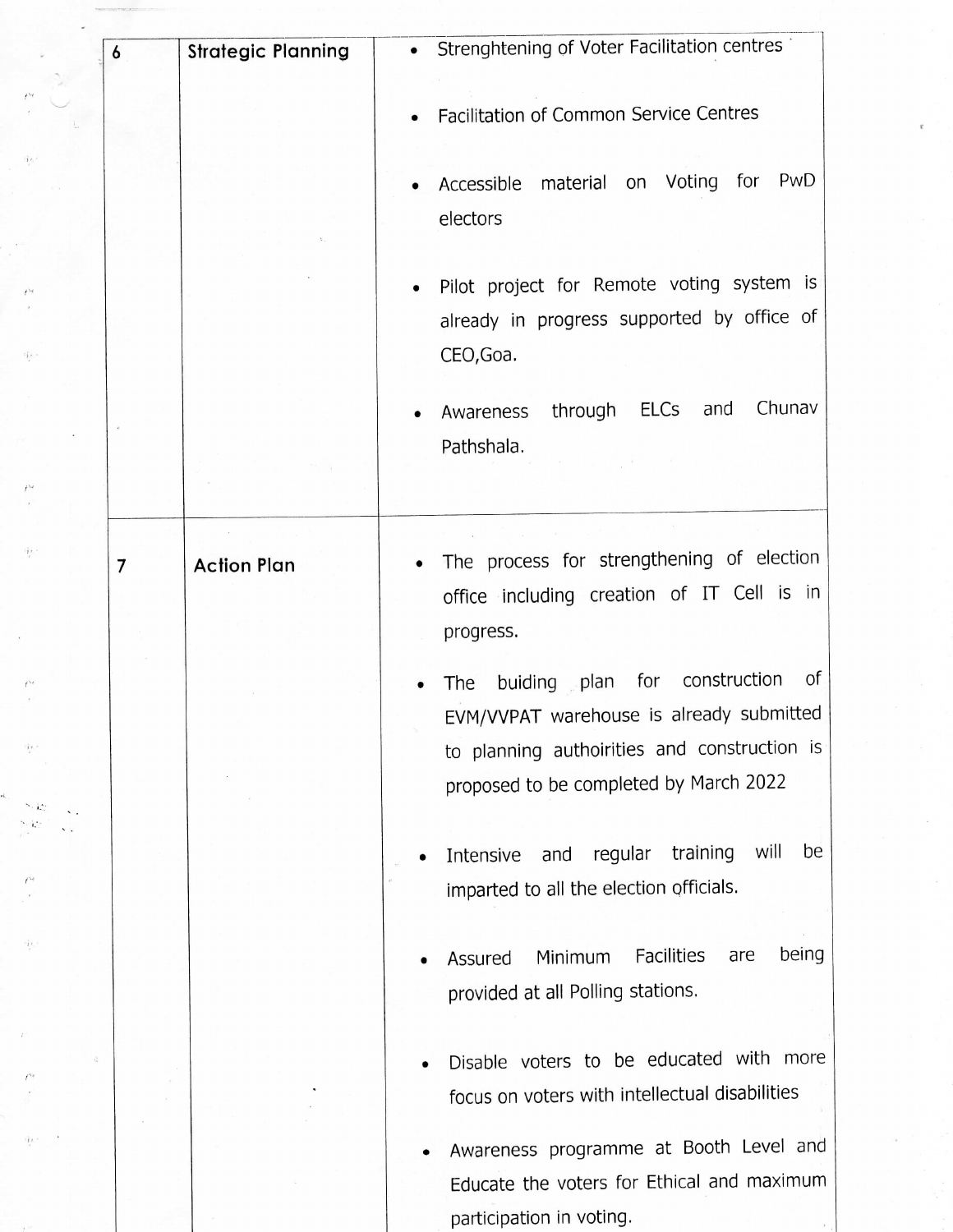| | | |
|---|---|---|
| 6 | **Strategic Planning** | • Strenghtening of Voter Facilitation centres<br><br>• Facilitation of Common Service Centres<br><br>• Accessible material on Voting for PwD electors<br><br>• Pilot project for Remote voting system is already in progress supported by office of CEO,Goa.<br><br>• Awareness through ELCs and Chunav Pathshala. |
| 7 | **Action Plan** | • The process for strengthening of election office including creation of IT Cell is in progress.<br><br>• The buiding plan for construction of EVM/VVPAT warehouse is already submitted to planning authoirities and construction is proposed to be completed by March 2022<br><br>• Intensive and regular training will be imparted to all the election officials.<br><br>• Assured Minimum Facilities are being provided at all Polling stations.<br><br>• Disable voters to be educated with more focus on voters with intellectual disabilities<br><br>• Awareness programme at Booth Level and Educate the voters for Ethical and maximum participation in voting. |